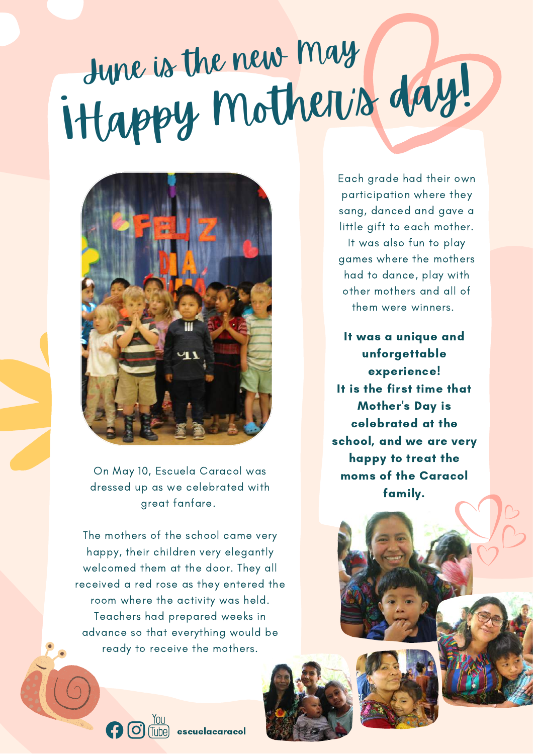# June is the new May

# ¡Happy Mother's day!

On May 10, Escuela Caracol was dressed up as we celebrated with great fanfare.

The mothers of the school came very happy, their children very elegantly welcomed them at the door. They all received a red rose as they entered the room where the activity was held. Teachers had prepared weeks in advance so that everything would be ready to receive the mothers.

Each grade had their own participation where they sang, danced and gave a little gift to each mother. It was also fun to play games where the mothers had to dance, play with other mothers and all of them were winners.

**It was a unique and unforgettable experience! It is the first time that Mother's Day is celebrated at the school, and we are very happy to treat the moms of the Caracol family.**

escuelacaracol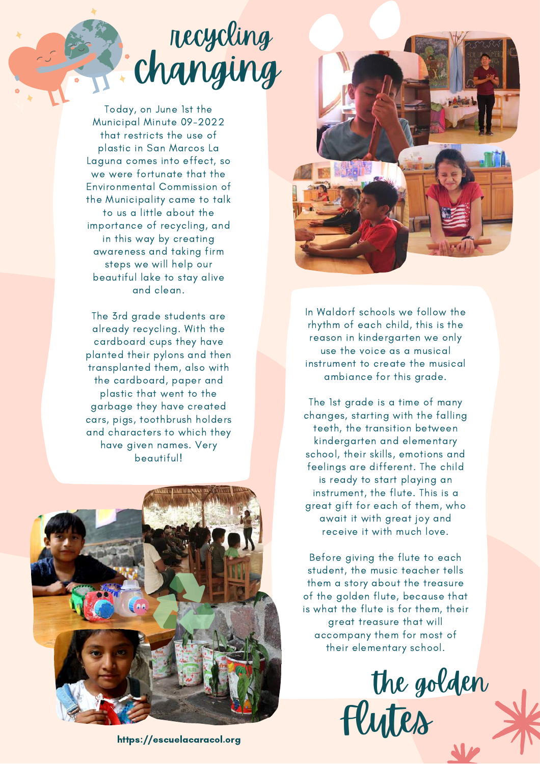# recycling changing

Today, on June 1st the Municipal Minute 09-2022 that restricts the use of plastic in San Marcos La Laguna comes into effect, so we were fortunate that the Environmental Commission of the Municipality came to talk to us a little about the importance of recycling, and in this way by creating awareness and taking firm steps we will help our beautiful lake to stay alive and clean.

The 3rd grade students are already recycling. With the cardboard cups they have planted their pylons and then transplanted them, also with the cardboard, paper and plastic that went to the garbage they have created cars, pigs, toothbrush holders and characters to which they have given names. Very beautiful!

In Waldorf schools we follow the rhythm of each child, this is the reason in kindergarten we only use the voice as a musical instrument to create the musical ambiance for this grade.

The 1st grade is a time of many changes, starting with the falling teeth, the transition between kindergarten and elementary school, their skills, emotions and feelings are different. The child is ready to start playing an instrument, the flute. This is a great gift for each of them, who await it with great joy and receive it with much love.

Before giving the flute to each student, the music teacher tells them a story about the treasure of the golden flute, because that is what the flute is for them, their great treasure that will accompany them for most of their elementary school.

# the golden Flutes

https://escuelacaracol.org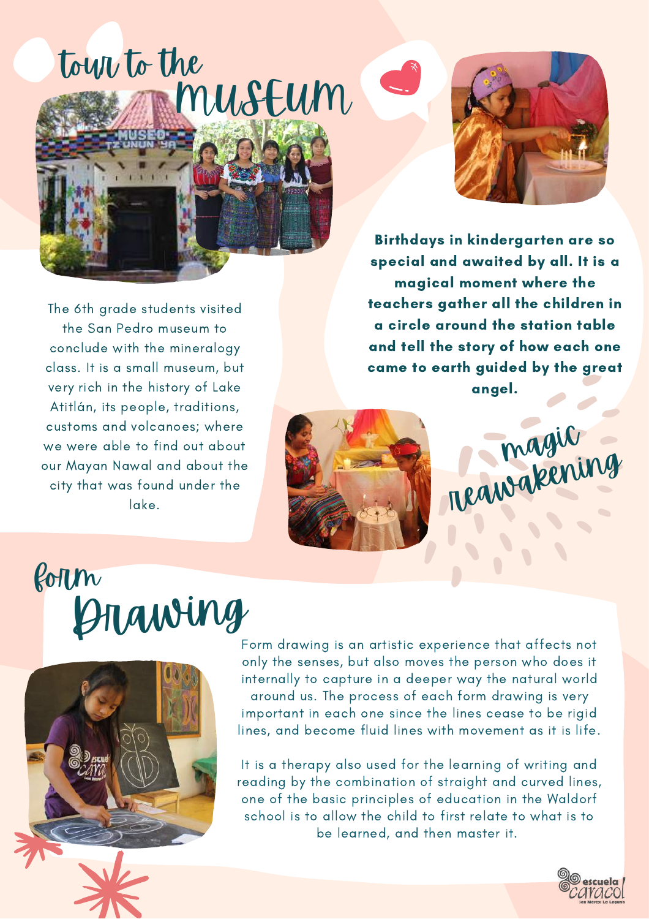## tour to the MUSEUM

The 6th grade students visited the San Pedro museum to conclude with the mineralogy class. It is a small museum, but very rich in the history of Lake Atitlán, its people, traditions, customs and volcanoes; where we were able to find out about our Mayan Nawal and about the city that was found under the lake.

## magic reawakening

**Birthdays in kindergarten are so special and awaited by all. It is a magical moment where the teachers gather all the children in a circle around the station table and tell the story of how each one came to earth guided by the great angel.**

## form Drawing

Form drawing is an artistic experience that affects not only the senses, but also moves the person who does it internally to capture in a deeper way the natural world around us. The process of each form drawing is very important in each one since the lines cease to be rigid lines, and become fluid lines with movement as it is life.

It is a therapy also used for the learning of writing and reading by the combination of straight and curved lines, one of the basic principles of education in the Waldorf school is to allow the child to first relate to what is to be learned, and then master it.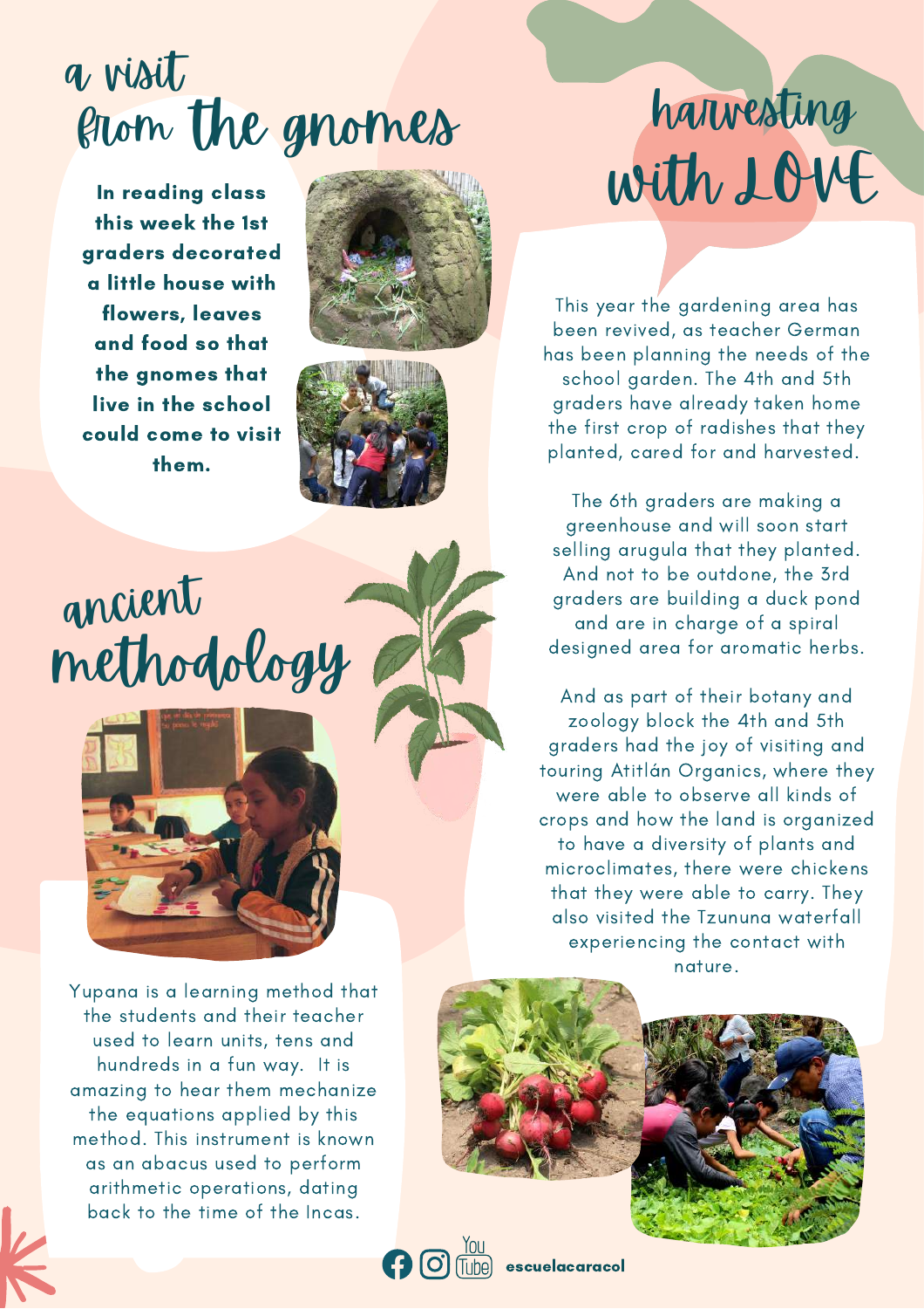# a visit from the gnomes

**In reading class this week the 1st graders decorated a little house with flowers, leaves and food so that the gnomes that live in the school could come to visit them.**

# ancient methodology

Yupana is a learning method that the students and their teacher used to learn units, tens and hundreds in a fun way. It is amazing to hear them mechanize the equations applied by this method. This instrument is known as an abacus used to perform arithmetic operations, dating back to the time of the Incas.

# harvesting with LOVE

This year the gardening area has been revived, as teacher German has been planning the needs of the school garden. The 4th and 5th graders have already taken home the first crop of radishes that they planted, cared for and harvested.

The 6th graders are making a greenhouse and will soon start selling arugula that they planted. And not to be outdone, the 3rd graders are building a duck pond and are in charge of a spiral designed area for aromatic herbs.

And as part of their botany and zoology block the 4th and 5th graders had the joy of visiting and touring Atitlán Organics, where they were able to observe all kinds of crops and how the land is organized to have a diversity of plants and microclimates, there were chickens that they were able to carry. They also visited the Tzununa waterfall experiencing the contact with nature.

**escuelacaracol**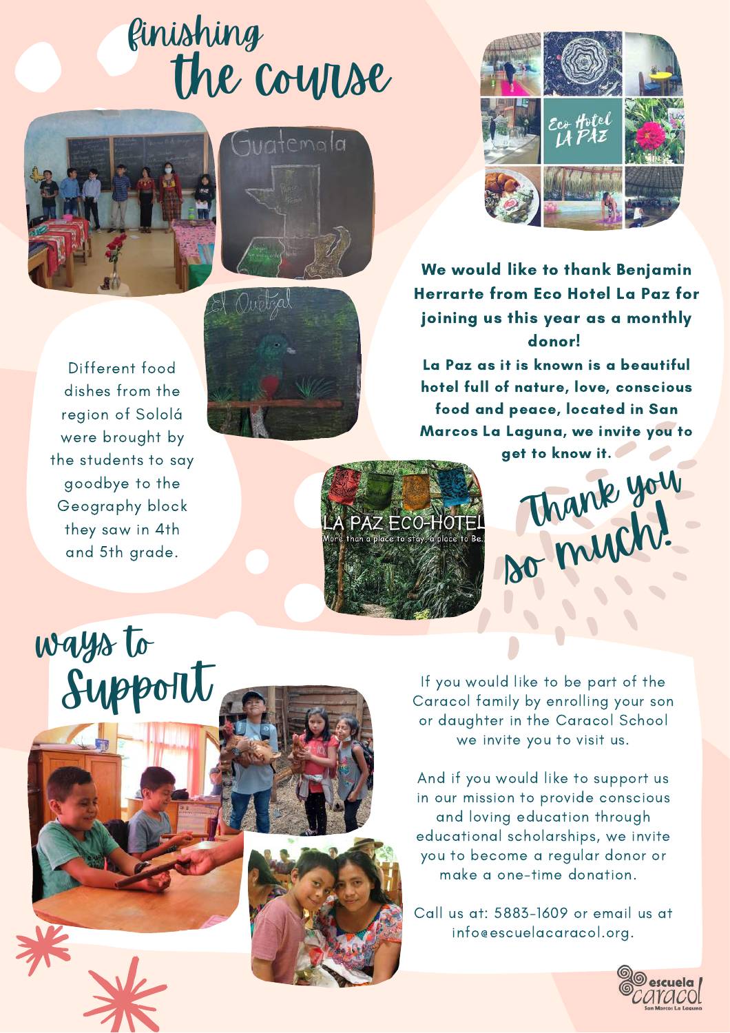# finishing the course

Different food dishes from the region of Sololá were brought by the students to say goodbye to the Geography block they saw in 4th and 5th grade.

**We would like to thank Benjamin Herrarte from Eco Hotel La Paz for joining us this year as a monthly donor!**

**La Paz as it is known is a beautiful hotel full of nature, love, conscious food and peace, located in San Marcos La Laguna, we invite you to get to know it.**

Thank you so much!

# ways to Support

If you would like to be part of the Caracol family by enrolling your son or daughter in the Caracol School we invite you to visit us.

And if you would like to support us in our mission to provide conscious and loving education through educational scholarships, we invite you to become a regular donor or make a one-time donation.

Call us at: 5883-1609 or email us at info@escuelacaracol.org.